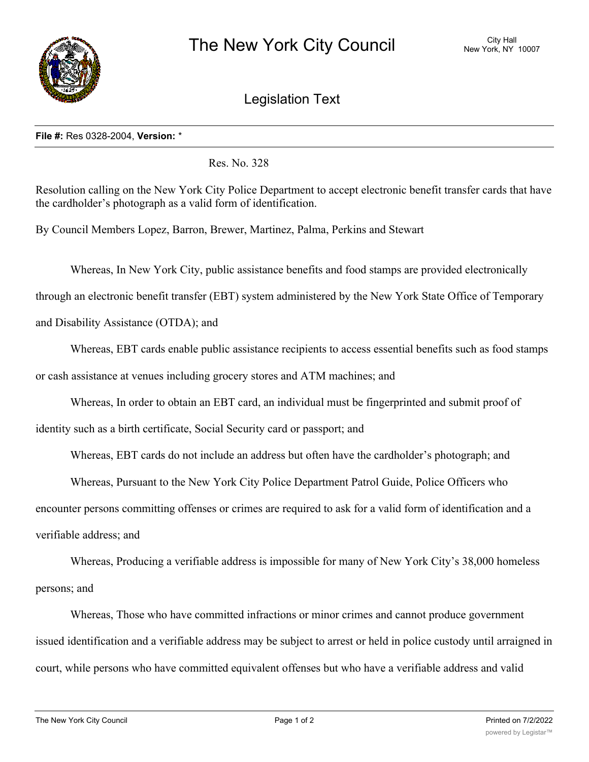# The New York City Council

City Hall
New York, NY 10007

## Legislation Text

**File #:** Res 0328-2004, **Version:** *

Res. No. 328

Resolution calling on the New York City Police Department to accept electronic benefit transfer cards that have the cardholder's photograph as a valid form of identification.

By Council Members Lopez, Barron, Brewer, Martinez, Palma, Perkins and Stewart

Whereas, In New York City, public assistance benefits and food stamps are provided electronically through an electronic benefit transfer (EBT) system administered by the New York State Office of Temporary and Disability Assistance (OTDA); and

Whereas, EBT cards enable public assistance recipients to access essential benefits such as food stamps or cash assistance at venues including grocery stores and ATM machines; and

Whereas, In order to obtain an EBT card, an individual must be fingerprinted and submit proof of identity such as a birth certificate, Social Security card or passport; and

Whereas, EBT cards do not include an address but often have the cardholder's photograph; and

Whereas, Pursuant to the New York City Police Department Patrol Guide, Police Officers who encounter persons committing offenses or crimes are required to ask for a valid form of identification and a verifiable address; and

Whereas, Producing a verifiable address is impossible for many of New York City's 38,000 homeless persons; and

Whereas, Those who have committed infractions or minor crimes and cannot produce government issued identification and a verifiable address may be subject to arrest or held in police custody until arraigned in court, while persons who have committed equivalent offenses but who have a verifiable address and valid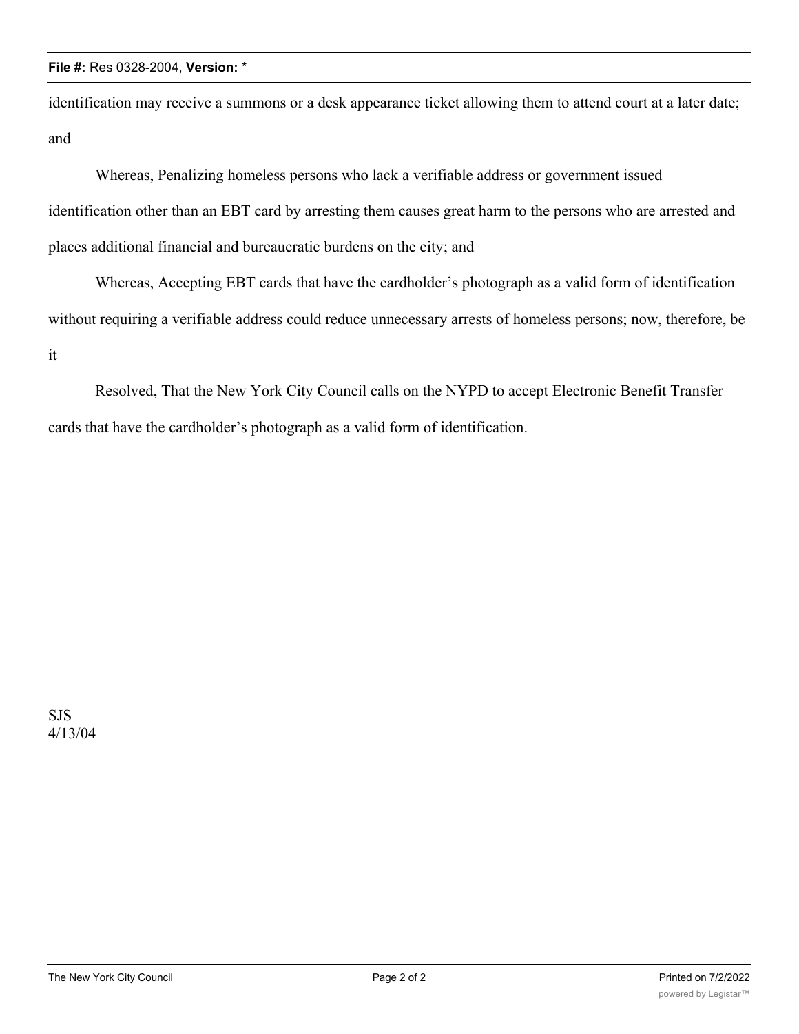identification may receive a summons or a desk appearance ticket allowing them to attend court at a later date; and

Whereas, Penalizing homeless persons who lack a verifiable address or government issued identification other than an EBT card by arresting them causes great harm to the persons who are arrested and places additional financial and bureaucratic burdens on the city; and

Whereas, Accepting EBT cards that have the cardholder's photograph as a valid form of identification without requiring a verifiable address could reduce unnecessary arrests of homeless persons; now, therefore, be it

Resolved, That the New York City Council calls on the NYPD to accept Electronic Benefit Transfer cards that have the cardholder's photograph as a valid form of identification.

SJS
4/13/04